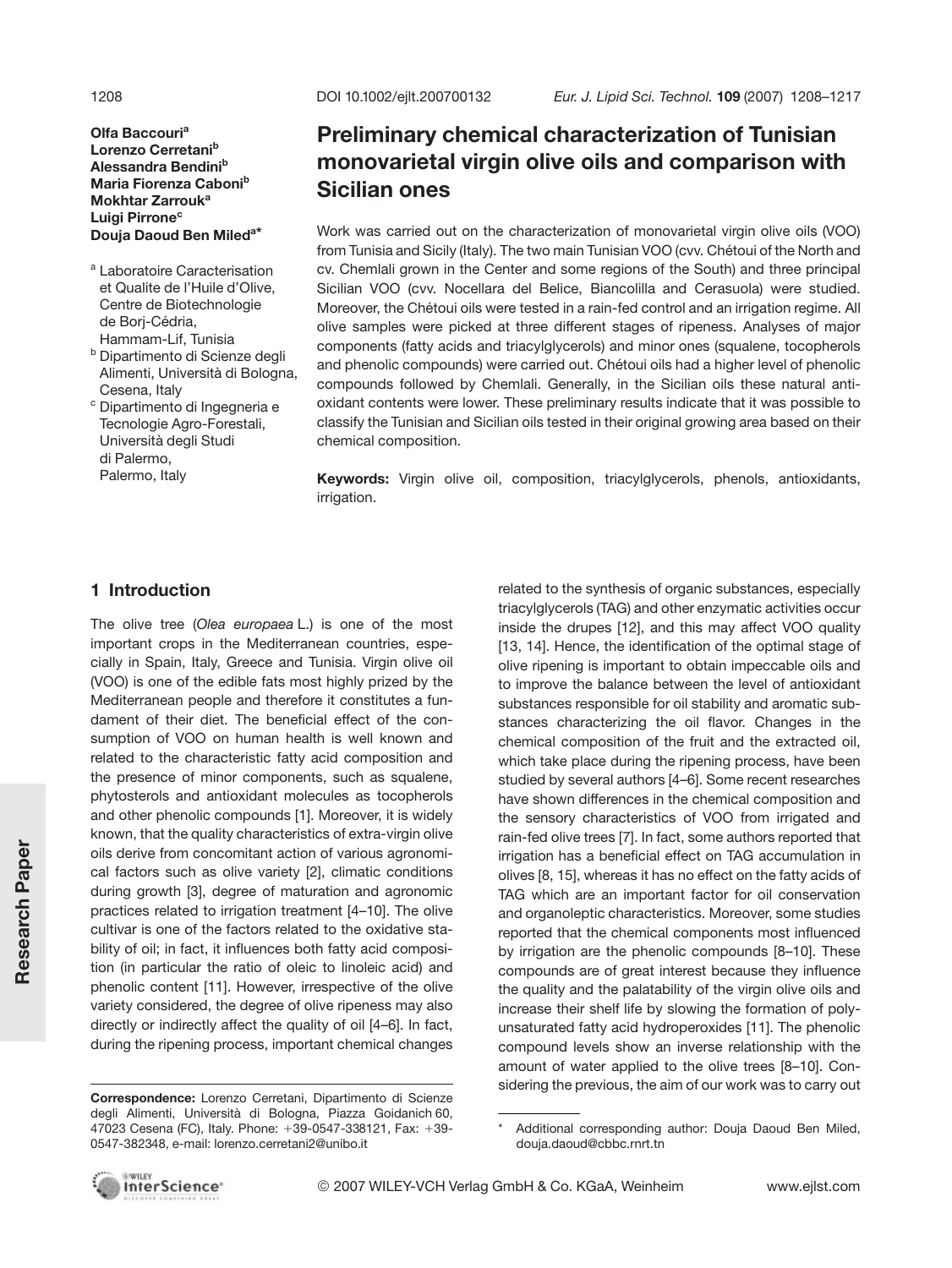# Preliminary chemical characterization of Tunisian monovarietal virgin olive oils and comparison with Sicilian ones

**Olfa Baccouri[a]**
**Lorenzo Cerretani[b]**
**Alessandra Bendini[b]**
**Maria Fiorenza Caboni[b]**
**Mokhtar Zarrouk[a]**
**Luigi Pirrone[c]**
**Douja Daoud Ben Miled[a*]**

[a] Laboratoire Caracterisation et Qualite de l'Huile d'Olive, Centre de Biotechnologie de Borj-Cédria, Hammam-Lif, Tunisia

[b] Dipartimento di Scienze degli Alimenti, Università di Bologna, Cesena, Italy

[c] Dipartimento di Ingegneria e Tecnologie Agro-Forestali, Università degli Studi di Palermo, Palermo, Italy

Work was carried out on the characterization of monovarietal virgin olive oils (VOO) from Tunisia and Sicily (Italy). The two main Tunisian VOO (cvv. Chétoui of the North and cv. Chemlali grown in the Center and some regions of the South) and three principal Sicilian VOO (cvv. Nocellara del Belice, Biancolilla and Cerasuola) were studied. Moreover, the Chétoui oils were tested in a rain-fed control and an irrigation regime. All olive samples were picked at three different stages of ripeness. Analyses of major components (fatty acids and triacylglycerols) and minor ones (squalene, tocopherols and phenolic compounds) were carried out. Chétoui oils had a higher level of phenolic compounds followed by Chemlali. Generally, in the Sicilian oils these natural antioxidant contents were lower. These preliminary results indicate that it was possible to classify the Tunisian and Sicilian oils tested in their original growing area based on their chemical composition.

**Keywords:** Virgin olive oil, composition, triacylglycerols, phenols, antioxidants, irrigation.

## 1 Introduction

The olive tree (*Olea europaea* L.) is one of the most important crops in the Mediterranean countries, especially in Spain, Italy, Greece and Tunisia. Virgin olive oil (VOO) is one of the edible fats most highly prized by the Mediterranean people and therefore it constitutes a fundament of their diet. The beneficial effect of the consumption of VOO on human health is well known and related to the characteristic fatty acid composition and the presence of minor components, such as squalene, phytosterols and antioxidant molecules as tocopherols and other phenolic compounds [1]. Moreover, it is widely known, that the quality characteristics of extra-virgin olive oils derive from concomitant action of various agronomical factors such as olive variety [2], climatic conditions during growth [3], degree of maturation and agronomic practices related to irrigation treatment [4–10]. The olive cultivar is one of the factors related to the oxidative stability of oil; in fact, it influences both fatty acid composition (in particular the ratio of oleic to linoleic acid) and phenolic content [11]. However, irrespective of the olive variety considered, the degree of olive ripeness may also directly or indirectly affect the quality of oil [4–6]. In fact, during the ripening process, important chemical changes related to the synthesis of organic substances, especially triacylglycerols (TAG) and other enzymatic activities occur inside the drupes [12], and this may affect VOO quality [13, 14]. Hence, the identification of the optimal stage of olive ripening is important to obtain impeccable oils and to improve the balance between the level of antioxidant substances responsible for oil stability and aromatic substances characterizing the oil flavor. Changes in the chemical composition of the fruit and the extracted oil, which take place during the ripening process, have been studied by several authors [4–6]. Some recent researches have shown differences in the chemical composition and the sensory characteristics of VOO from irrigated and rain-fed olive trees [7]. In fact, some authors reported that irrigation has a beneficial effect on TAG accumulation in olives [8, 15], whereas it has no effect on the fatty acids of TAG which are an important factor for oil conservation and organoleptic characteristics. Moreover, some studies reported that the chemical components most influenced by irrigation are the phenolic compounds [8–10]. These compounds are of great interest because they influence the quality and the palatability of the virgin olive oils and increase their shelf life by slowing the formation of polyunsaturated fatty acid hydroperoxides [11]. The phenolic compound levels show an inverse relationship with the amount of water applied to the olive trees [8–10]. Considering the previous, the aim of our work was to carry out

**Correspondence:** Lorenzo Cerretani, Dipartimento di Scienze degli Alimenti, Università di Bologna, Piazza Goidanich 60, 47023 Cesena (FC), Italy. Phone: +39-0547-338121, Fax: +39-0547-382348, e-mail: lorenzo.cerretani2@unibo.it

\* Additional corresponding author: Douja Daoud Ben Miled, douja.daoud@cbbc.rnrt.tn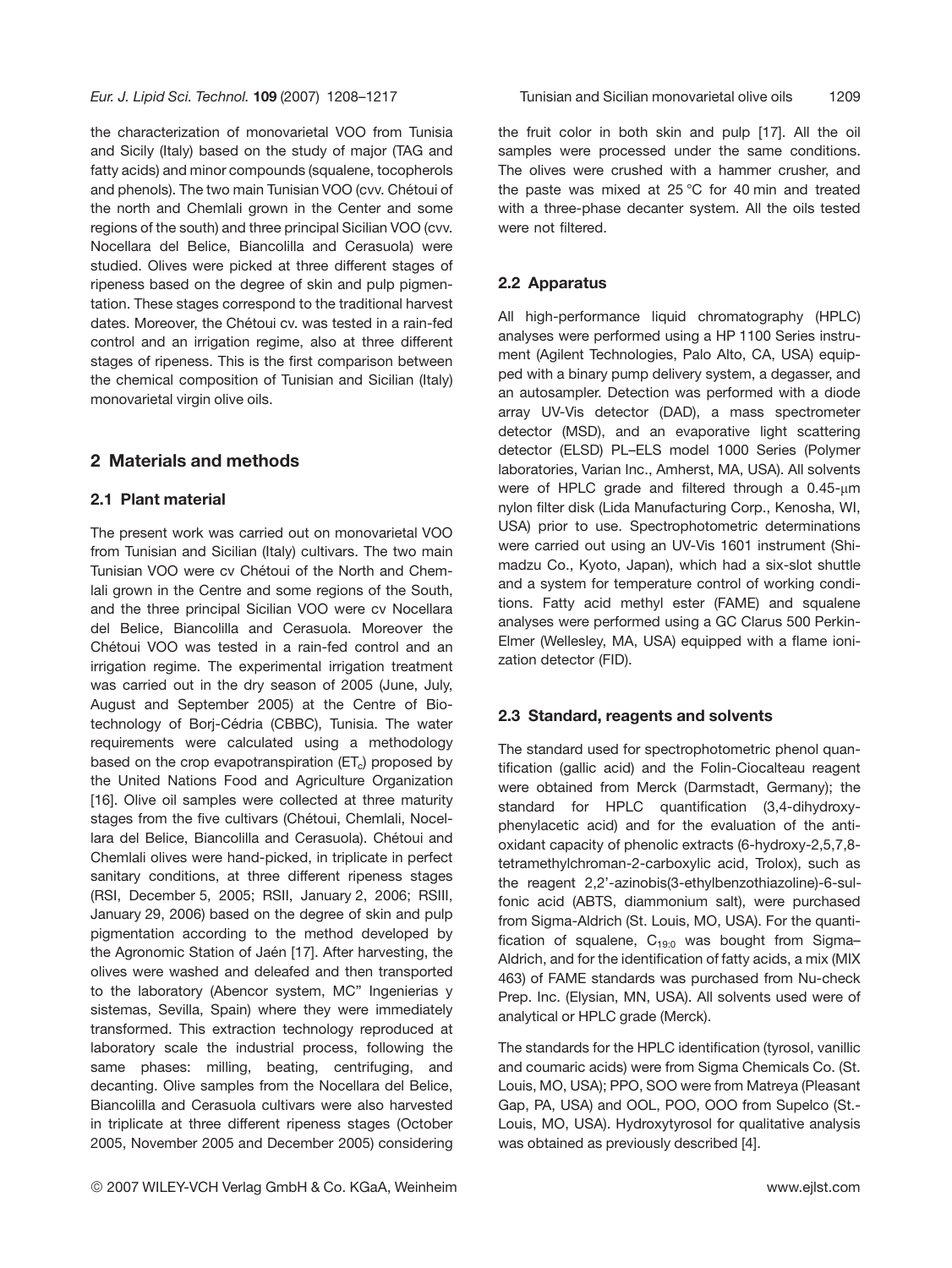the characterization of monovarietal VOO from Tunisia and Sicily (Italy) based on the study of major (TAG and fatty acids) and minor compounds (squalene, tocopherols and phenols). The two main Tunisian VOO (cvv. Chétoui of the north and Chemlali grown in the Center and some regions of the south) and three principal Sicilian VOO (cvv. Nocellara del Belice, Biancolilla and Cerasuola) were studied. Olives were picked at three different stages of ripeness based on the degree of skin and pulp pigmentation. These stages correspond to the traditional harvest dates. Moreover, the Chétoui cv. was tested in a rain-fed control and an irrigation regime, also at three different stages of ripeness. This is the first comparison between the chemical composition of Tunisian and Sicilian (Italy) monovarietal virgin olive oils.

## 2 Materials and methods

### 2.1 Plant material

The present work was carried out on monovarietal VOO from Tunisian and Sicilian (Italy) cultivars. The two main Tunisian VOO were cv Chétoui of the North and Chemlali grown in the Centre and some regions of the South, and the three principal Sicilian VOO were cv Nocellara del Belice, Biancolilla and Cerasuola. Moreover the Chétoui VOO was tested in a rain-fed control and an irrigation regime. The experimental irrigation treatment was carried out in the dry season of 2005 (June, July, August and September 2005) at the Centre of Biotechnology of Borj-Cédria (CBBC), Tunisia. The water requirements were calculated using a methodology based on the crop evapotranspiration ($ET_c$) proposed by the United Nations Food and Agriculture Organization [16]. Olive oil samples were collected at three maturity stages from the five cultivars (Chétoui, Chemlali, Nocellara del Belice, Biancolilla and Cerasuola). Chétoui and Chemlali olives were hand-picked, in triplicate in perfect sanitary conditions, at three different ripeness stages (RSI, December 5, 2005; RSII, January 2, 2006; RSIII, January 29, 2006) based on the degree of skin and pulp pigmentation according to the method developed by the Agronomic Station of Jaén [17]. After harvesting, the olives were washed and deleafed and then transported to the laboratory (Abencor system, MC" Ingenierias y sistemas, Sevilla, Spain) where they were immediately transformed. This extraction technology reproduced at laboratory scale the industrial process, following the same phases: milling, beating, centrifuging, and decanting. Olive samples from the Nocellara del Belice, Biancolilla and Cerasuola cultivars were also harvested in triplicate at three different ripeness stages (October 2005, November 2005 and December 2005) considering the fruit color in both skin and pulp [17]. All the oil samples were processed under the same conditions. The olives were crushed with a hammer crusher, and the paste was mixed at 25 °C for 40 min and treated with a three-phase decanter system. All the oils tested were not filtered.

### 2.2 Apparatus

All high-performance liquid chromatography (HPLC) analyses were performed using a HP 1100 Series instrument (Agilent Technologies, Palo Alto, CA, USA) equipped with a binary pump delivery system, a degasser, and an autosampler. Detection was performed with a diode array UV-Vis detector (DAD), a mass spectrometer detector (MSD), and an evaporative light scattering detector (ELSD) PL–ELS model 1000 Series (Polymer laboratories, Varian Inc., Amherst, MA, USA). All solvents were of HPLC grade and filtered through a 0.45-μm nylon filter disk (Lida Manufacturing Corp., Kenosha, WI, USA) prior to use. Spectrophotometric determinations were carried out using an UV-Vis 1601 instrument (Shimadzu Co., Kyoto, Japan), which had a six-slot shuttle and a system for temperature control of working conditions. Fatty acid methyl ester (FAME) and squalene analyses were performed using a GC Clarus 500 Perkin-Elmer (Wellesley, MA, USA) equipped with a flame ionization detector (FID).

### 2.3 Standard, reagents and solvents

The standard used for spectrophotometric phenol quantification (gallic acid) and the Folin-Ciocalteau reagent were obtained from Merck (Darmstadt, Germany); the standard for HPLC quantification (3,4-dihydroxyphenylacetic acid) and for the evaluation of the antioxidant capacity of phenolic extracts (6-hydroxy-2,5,7,8-tetramethylchroman-2-carboxylic acid, Trolox), such as the reagent 2,2'-azinobis(3-ethylbenzothiazoline)-6-sulfonic acid (ABTS, diammonium salt), were purchased from Sigma-Aldrich (St. Louis, MO, USA). For the quantification of squalene, $C_{19:0}$ was bought from Sigma–Aldrich, and for the identification of fatty acids, a mix (MIX 463) of FAME standards was purchased from Nu-check Prep. Inc. (Elysian, MN, USA). All solvents used were of analytical or HPLC grade (Merck).

The standards for the HPLC identification (tyrosol, vanillic and coumaric acids) were from Sigma Chemicals Co. (St. Louis, MO, USA); PPO, SOO were from Matreya (Pleasant Gap, PA, USA) and OOL, POO, OOO from Supelco (St.-Louis, MO, USA). Hydroxytyrosol for qualitative analysis was obtained as previously described [4].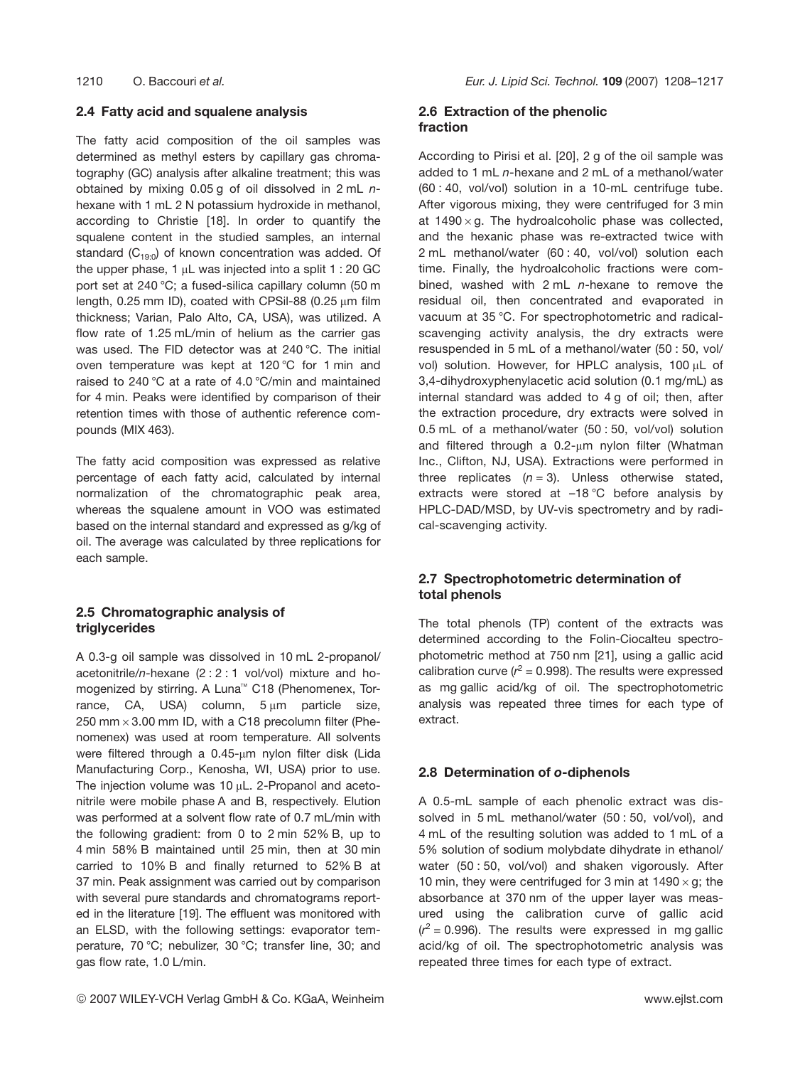## 2.4 Fatty acid and squalene analysis

The fatty acid composition of the oil samples was determined as methyl esters by capillary gas chromatography (GC) analysis after alkaline treatment; this was obtained by mixing 0.05 g of oil dissolved in 2 mL *n*-hexane with 1 mL 2 N potassium hydroxide in methanol, according to Christie [18]. In order to quantify the squalene content in the studied samples, an internal standard ($C_{19:0}$) of known concentration was added. Of the upper phase, 1 μL was injected into a split 1 : 20 GC port set at 240 °C; a fused-silica capillary column (50 m length, 0.25 mm ID), coated with CPSil-88 (0.25 μm film thickness; Varian, Palo Alto, CA, USA), was utilized. A flow rate of 1.25 mL/min of helium as the carrier gas was used. The FID detector was at 240 °C. The initial oven temperature was kept at 120 °C for 1 min and raised to 240 °C at a rate of 4.0 °C/min and maintained for 4 min. Peaks were identified by comparison of their retention times with those of authentic reference compounds (MIX 463).

The fatty acid composition was expressed as relative percentage of each fatty acid, calculated by internal normalization of the chromatographic peak area, whereas the squalene amount in VOO was estimated based on the internal standard and expressed as g/kg of oil. The average was calculated by three replications for each sample.

## 2.5 Chromatographic analysis of triglycerides

A 0.3-g oil sample was dissolved in 10 mL 2-propanol/acetonitrile/*n*-hexane (2 : 2 : 1 vol/vol) mixture and homogenized by stirring. A Luna™ C18 (Phenomenex, Torrance, CA, USA) column, 5 μm particle size, 250 mm × 3.00 mm ID, with a C18 precolumn filter (Phenomenex) was used at room temperature. All solvents were filtered through a 0.45-μm nylon filter disk (Lida Manufacturing Corp., Kenosha, WI, USA) prior to use. The injection volume was 10 μL. 2-Propanol and acetonitrile were mobile phase A and B, respectively. Elution was performed at a solvent flow rate of 0.7 mL/min with the following gradient: from 0 to 2 min 52% B, up to 4 min 58% B maintained until 25 min, then at 30 min carried to 10% B and finally returned to 52% B at 37 min. Peak assignment was carried out by comparison with several pure standards and chromatograms reported in the literature [19]. The effluent was monitored with an ELSD, with the following settings: evaporator temperature, 70 °C; nebulizer, 30 °C; transfer line, 30; and gas flow rate, 1.0 L/min.

## 2.6 Extraction of the phenolic fraction

According to Pirisi et al. [20], 2 g of the oil sample was added to 1 mL *n*-hexane and 2 mL of a methanol/water (60 : 40, vol/vol) solution in a 10-mL centrifuge tube. After vigorous mixing, they were centrifuged for 3 min at 1490 × g. The hydroalcoholic phase was collected, and the hexanic phase was re-extracted twice with 2 mL methanol/water (60 : 40, vol/vol) solution each time. Finally, the hydroalcoholic fractions were combined, washed with 2 mL *n*-hexane to remove the residual oil, then concentrated and evaporated in vacuum at 35 °C. For spectrophotometric and radical-scavenging activity analysis, the dry extracts were resuspended in 5 mL of a methanol/water (50 : 50, vol/vol) solution. However, for HPLC analysis, 100 μL of 3,4-dihydroxyphenylacetic acid solution (0.1 mg/mL) as internal standard was added to 4 g of oil; then, after the extraction procedure, dry extracts were solved in 0.5 mL of a methanol/water (50 : 50, vol/vol) solution and filtered through a 0.2-μm nylon filter (Whatman Inc., Clifton, NJ, USA). Extractions were performed in three replicates ($n = 3$). Unless otherwise stated, extracts were stored at –18 °C before analysis by HPLC-DAD/MSD, by UV-vis spectrometry and by radical-scavenging activity.

## 2.7 Spectrophotometric determination of total phenols

The total phenols (TP) content of the extracts was determined according to the Folin-Ciocalteu spectrophotometric method at 750 nm [21], using a gallic acid calibration curve ($r^2 = 0.998$). The results were expressed as mg gallic acid/kg of oil. The spectrophotometric analysis was repeated three times for each type of extract.

## 2.8 Determination of *o*-diphenols

A 0.5-mL sample of each phenolic extract was dissolved in 5 mL methanol/water (50 : 50, vol/vol), and 4 mL of the resulting solution was added to 1 mL of a 5% solution of sodium molybdate dihydrate in ethanol/water (50 : 50, vol/vol) and shaken vigorously. After 10 min, they were centrifuged for 3 min at 1490 × g; the absorbance at 370 nm of the upper layer was measured using the calibration curve of gallic acid ($r^2 = 0.996$). The results were expressed in mg gallic acid/kg of oil. The spectrophotometric analysis was repeated three times for each type of extract.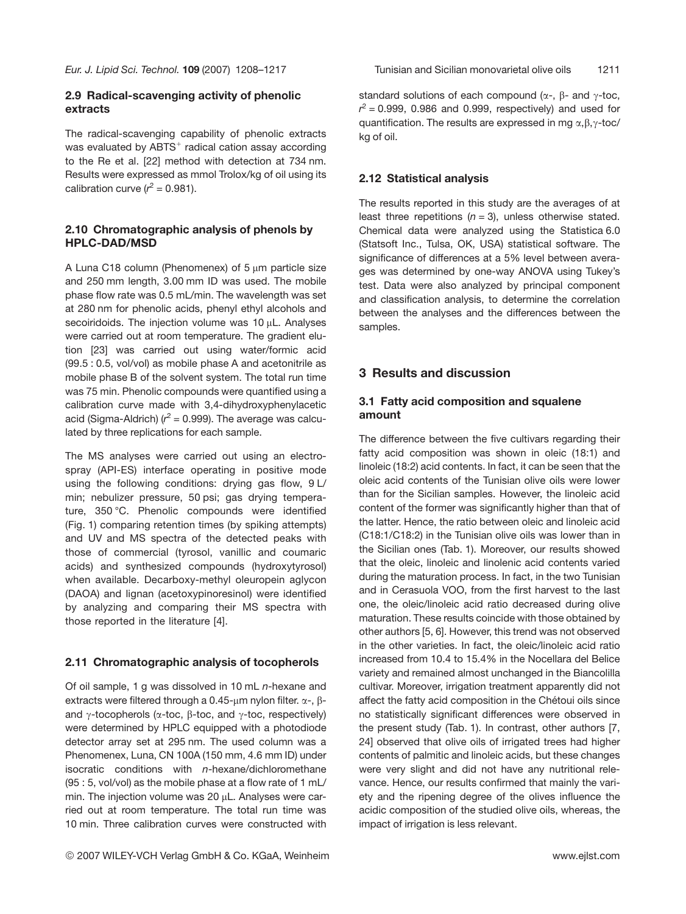### 2.9 Radical-scavenging activity of phenolic extracts

The radical-scavenging capability of phenolic extracts was evaluated by $ABTS^{+}$ radical cation assay according to the Re et al. [22] method with detection at 734 nm. Results were expressed as mmol Trolox/kg of oil using its calibration curve ($r^2$ = 0.981).

### 2.10 Chromatographic analysis of phenols by HPLC-DAD/MSD

A Luna C18 column (Phenomenex) of 5 μm particle size and 250 mm length, 3.00 mm ID was used. The mobile phase flow rate was 0.5 mL/min. The wavelength was set at 280 nm for phenolic acids, phenyl ethyl alcohols and secoiridoids. The injection volume was 10 μL. Analyses were carried out at room temperature. The gradient elution [23] was carried out using water/formic acid (99.5 : 0.5, vol/vol) as mobile phase A and acetonitrile as mobile phase B of the solvent system. The total run time was 75 min. Phenolic compounds were quantified using a calibration curve made with 3,4-dihydroxyphenylacetic acid (Sigma-Aldrich) ($r^2$ = 0.999). The average was calculated by three replications for each sample.

The MS analyses were carried out using an electrospray (API-ES) interface operating in positive mode using the following conditions: drying gas flow, 9 L/min; nebulizer pressure, 50 psi; gas drying temperature, 350 °C. Phenolic compounds were identified (Fig. 1) comparing retention times (by spiking attempts) and UV and MS spectra of the detected peaks with those of commercial (tyrosol, vanillic and coumaric acids) and synthesized compounds (hydroxytyrosol) when available. Decarboxy-methyl oleuropein aglycon (DAOA) and lignan (acetoxypinoresinol) were identified by analyzing and comparing their MS spectra with those reported in the literature [4].

### 2.11 Chromatographic analysis of tocopherols

Of oil sample, 1 g was dissolved in 10 mL *n*-hexane and extracts were filtered through a 0.45-μm nylon filter. α-, β- and γ-tocopherols (α-toc, β-toc, and γ-toc, respectively) were determined by HPLC equipped with a photodiode detector array set at 295 nm. The used column was a Phenomenex, Luna, CN 100A (150 mm, 4.6 mm ID) under isocratic conditions with *n*-hexane/dichloromethane (95 : 5, vol/vol) as the mobile phase at a flow rate of 1 mL/min. The injection volume was 20 μL. Analyses were carried out at room temperature. The total run time was 10 min. Three calibration curves were constructed with standard solutions of each compound (α-, β- and γ-toc, $r^2$ = 0.999, 0.986 and 0.999, respectively) and used for quantification. The results are expressed in mg α,β,γ-toc/kg of oil.

### 2.12 Statistical analysis

The results reported in this study are the averages of at least three repetitions ($n$ = 3), unless otherwise stated. Chemical data were analyzed using the Statistica 6.0 (Statsoft Inc., Tulsa, OK, USA) statistical software. The significance of differences at a 5% level between averages was determined by one-way ANOVA using Tukey's test. Data were also analyzed by principal component and classification analysis, to determine the correlation between the analyses and the differences between the samples.

## 3 Results and discussion

### 3.1 Fatty acid composition and squalene amount

The difference between the five cultivars regarding their fatty acid composition was shown in oleic (18:1) and linoleic (18:2) acid contents. In fact, it can be seen that the oleic acid contents of the Tunisian olive oils were lower than for the Sicilian samples. However, the linoleic acid content of the former was significantly higher than that of the latter. Hence, the ratio between oleic and linoleic acid (C18:1/C18:2) in the Tunisian olive oils was lower than in the Sicilian ones (Tab. 1). Moreover, our results showed that the oleic, linoleic and linolenic acid contents varied during the maturation process. In fact, in the two Tunisian and in Cerasuola VOO, from the first harvest to the last one, the oleic/linoleic acid ratio decreased during olive maturation. These results coincide with those obtained by other authors [5, 6]. However, this trend was not observed in the other varieties. In fact, the oleic/linoleic acid ratio increased from 10.4 to 15.4% in the Nocellara del Belice variety and remained almost unchanged in the Biancolilla cultivar. Moreover, irrigation treatment apparently did not affect the fatty acid composition in the Chétoui oils since no statistically significant differences were observed in the present study (Tab. 1). In contrast, other authors [7, 24] observed that olive oils of irrigated trees had higher contents of palmitic and linoleic acids, but these changes were very slight and did not have any nutritional relevance. Hence, our results confirmed that mainly the variety and the ripening degree of the olives influence the acidic composition of the studied olive oils, whereas, the impact of irrigation is less relevant.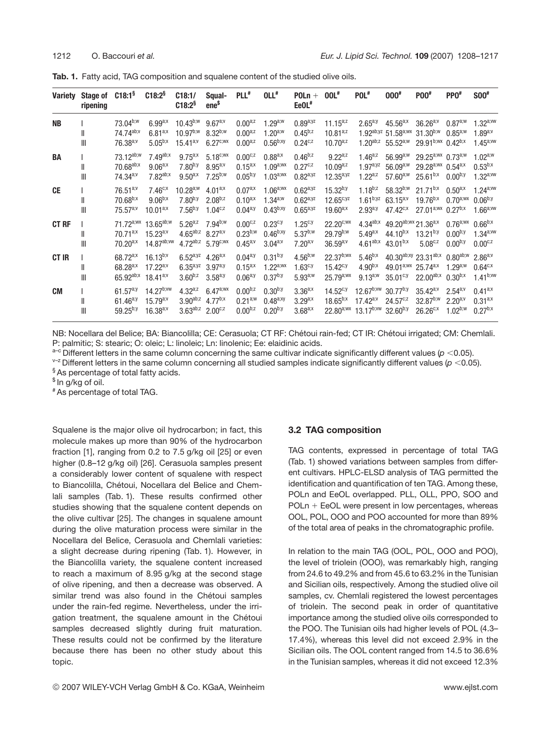**Tab. 1.** Fatty acid, TAG composition and squalene content of the studied olive oils.

| Variety | Stage of ripening | C18:1[§] | C18:2[§] | C18:1/ C18:2[§] | Squalene[$] | PLL[#] | OLL[#] | POLn + EeOL[#] | OOL[#] | POL[#] | OOO[#] | POO[#] | PPO[#] | SOO[#] |
|---|---|---|---|---|---|---|---|---|---|---|---|---|---|---|
| NB | I | 73.04[b;w] | 6.99[a;x] | 10.43[b;w] | 9.67[a;v] | 0.00[a;z] | 1.29[a;w] | 0.89[a;yz] | 11.15[a;z] | 2.65[a;y] | 45.56[a;x] | 36.26[a;v] | 0.87[a;w] | 1.32[a;vw] |
| | II | 74.74[ab;v] | 6.81[a;x] | 10.97[b;w] | 8.32[b;w] | 0.00[a;z] | 1.20[a;w] | 0.45[b;z] | 10.81[a;z] | 1.92[ab;yz] | 51.58[a;wx] | 31.30[b;w] | 0.85[a;w] | 1.89[a;v] |
| | III | 76.38[a;v] | 5.05[b;x] | 15.41[a;v] | 6.27[c;wx] | 0.00[a;z] | 0.56[b;xy] | 0.24[c;z] | 10.70[a;z] | 1.20[ab;z] | 55.52[a;w] | 29.91[b;wx] | 0.42[b;x] | 1.45[a;vw] |
| BA | I | 73.12[ab;w] | 7.49[ab;x] | 9.75[a;x] | 5.18[c;wx] | 0.00[c;z] | 0.88[a;x] | 0.46[b;z] | 9.22[a;z] | 1.46[a;z] | 56.99[a;w] | 29.25[a;wx] | 0.73[a;w] | 1.02[a;w] |
| | II | 70.68[ab;x] | 9.06[a;x] | 7.80[b;y] | 8.95[a;v] | 0.15[a;x] | 1.09[a;wx] | 0.27[c;z] | 10.09[a;z] | 1.97[a;yz] | 56.09[a;w] | 29.28[a;wx] | 0.54[a;x] | 0.53[b;x] |
| | III | 74.34[a;v] | 7.82[ab;x] | 9.50[a;x] | 7.25[b;w] | 0.05[b;y] | 1.03[a;wx] | 0.82[a;yz] | 12.35[a;yz] | 1.22[a;z] | 57.60[a;w] | 25.61[b;x] | 0.00[b;y] | 1.32[a;vw] |
| CE | I | 76.51[a;v] | 7.46[c;x] | 10.28[a;w] | 4.01[a;x] | 0.07[a;x] | 1.06[a;wx] | 0.62[a;yz] | 15.32[b;y] | 1.18[b;z] | 58.32[b;w] | 21.71[b;x] | 0.50[a;x] | 1.24[a;vw] |
| | II | 70.68[b;x] | 9.06[b;x] | 7.80[b;y] | 2.08[b;z] | 0.10[a;x] | 1.34[a;w] | 0.62[a;yz] | 12.65[c;yz] | 1.61[b;yz] | 63.15[a;v] | 19.76[b;x] | 0.70[a;wx] | 0.06[b;y] |
| | III | 75.57[a;v] | 10.01[a;x] | 7.56[b;y] | 1.04[c;z] | 0.04[a;y] | 0.43[b;xy] | 0.65[a;yz] | 19.60[a;x] | 2.93[a;y] | 47.42[c;x] | 27.01[a;wx] | 0.27[b;x] | 1.66[a;vw] |
| CT RF | I | 71.72[a;wx] | 13.65[ab;w] | 5.26[a;z] | 7.94[b;w] | 0.00[c;z] | 0.23[c;y] | 1.25[c;y] | 22.20[c;wx] | 4.34[ab;x] | 49.20[ab;wx] | 21.36[a;x] | 0.76[a;wx] | 0.66[b;x] |
| | II | 70.71[a;x] | 15.23[a;v] | 4.65[ab;z] | 8.27[a;v] | 0.23[b;w] | 0.46[b;xy] | 5.37[b;w] | 29.79[b;w] | 5.49[a;x] | 44.10[b;x] | 13.21[b;y] | 0.00[b;y] | 1.34[a;vw] |
| | III | 70.20[a;x] | 14.87[ab;vw] | 4.72[ab;z] | 5.79[c;wx] | 0.45[a;v] | 3.04[a;v] | 7.20[a;v] | 36.59[a;v] | 4.61[ab;x] | 43.01[b;x] | 5.08[c;z] | 0.00[b;y] | 0.00[c;z] |
| CT IR | I | 68.72[a;x] | 16.13[b;v] | 6.52[a;yz] | 4.26[a;x] | 0.04[a;y] | 0.31[b;y] | 4.56[b;w] | 22.37[b;wx] | 5.46[b;x] | 40.30[ab;xy] | 23.31[ab;x] | 0.80[ab;w] | 2.86[a;v] |
| | II | 68.28[a;x] | 17.22[a;v] | 6.35[a;yz] | 3.97[a;y] | 0.15[a;x] | 1.22[a;wx] | 1.63[c;y] | 15.42[c;y] | 4.90[b;x] | 49.01[a;wx] | 25.74[a;x] | 1.29[a;w] | 0.64[c;x] |
| | III | 65.92[ab;x] | 18.41[a;v] | 3.60[b;z] | 3.58[a;y] | 0.06[a;y] | 0.37[b;y] | 5.93[a;w] | 25.79[a;wx] | 9.13[a;w] | 35.01[c;y] | 22.00[ab;x] | 0.30[b;x] | 1.41[b;vw] |
| CM | I | 61.57[a;y] | 14.27[b;vw] | 4.32[a;z] | 6.47[a;wx] | 0.00[b;z] | 0.30[b;y] | 3.36[a;x] | 14.52[c;y] | 12.67[b;vw] | 30.77[b;y] | 35.42[a;v] | 2.54[a;v] | 0.41[a;x] |
| | II | 61.46[a;y] | 15.79[a;v] | 3.90[ab;z] | 4.77[b;x] | 0.21[a;w] | 0.48[a;xy] | 3.29[a;x] | 18.65[b;x] | 17.42[a;v] | 24.57[c;z] | 32.87[b;w] | 2.20[a;v] | 0.31[a;x] |
| | III | 59.25[b;y] | 16.38[a;v] | 3.63[ab;z] | 2.00[c;z] | 0.00[b;z] | 0.20[b;y] | 3.68[a;x] | 22.80[a;wx] | 13.17[b;vw] | 32.60[b;y] | 26.26[c;x] | 1.02[b;w] | 0.27[b;x] |

NB: Nocellara del Belice; BA: Biancolilla; CE: Cerasuola; CT RF: Chétoui rain-fed; CT IR: Chétoui irrigated; CM: Chemlali. P: palmitic; S: stearic; O: oleic; L: linoleic; Ln: linolenic; Ee: elaidinic acids.

[a–c] Different letters in the same column concerning the same cultivar indicate significantly different values ($p < 0.05$).

[v–z] Different letters in the same column concerning all studied samples indicate significantly different values ($p < 0.05$).

[§] As percentage of total fatty acids.

[$] In g/kg of oil.

[#] As percentage of total TAG.

Squalene is the major olive oil hydrocarbon; in fact, this molecule makes up more than 90% of the hydrocarbon fraction [1], ranging from 0.2 to 7.5 g/kg oil [25] or even higher (0.8–12 g/kg oil) [26]. Cerasuola samples present a considerably lower content of squalene with respect to Biancolilla, Chétoui, Nocellara del Belice and Chemlali samples (Tab. 1). These results confirmed other studies showing that the squalene content depends on the olive cultivar [25]. The changes in squalene amount during the olive maturation process were similar in the Nocellara del Belice, Cerasuola and Chemlali varieties: a slight decrease during ripening (Tab. 1). However, in the Biancolilla variety, the squalene content increased to reach a maximum of 8.95 g/kg at the second stage of olive ripening, and then a decrease was observed. A similar trend was also found in the Chétoui samples under the rain-fed regime. Nevertheless, under the irrigation treatment, the squalene amount in the Chétoui samples decreased slightly during fruit maturation. These results could not be confirmed by the literature because there has been no other study about this topic.

### 3.2 TAG composition

TAG contents, expressed in percentage of total TAG (Tab. 1) showed variations between samples from different cultivars. HPLC-ELSD analysis of TAG permitted the identification and quantification of ten TAG. Among these, POLn and EeOL overlapped. PLL, OLL, PPO, SOO and POLn + EeOL were present in low percentages, whereas OOL, POL, OOO and POO accounted for more than 89% of the total area of peaks in the chromatographic profile.

In relation to the main TAG (OOL, POL, OOO and POO), the level of triolein (OOO), was remarkably high, ranging from 24.6 to 49.2% and from 45.6 to 63.2% in the Tunisian and Sicilian oils, respectively. Among the studied olive oil samples, cv. Chemlali registered the lowest percentages of triolein. The second peak in order of quantitative importance among the studied olive oils corresponded to the POO. The Tunisian oils had higher levels of POL (4.3–17.4%), whereas this level did not exceed 2.9% in the Sicilian oils. The OOL content ranged from 14.5 to 36.6% in the Tunisian samples, whereas it did not exceed 12.3%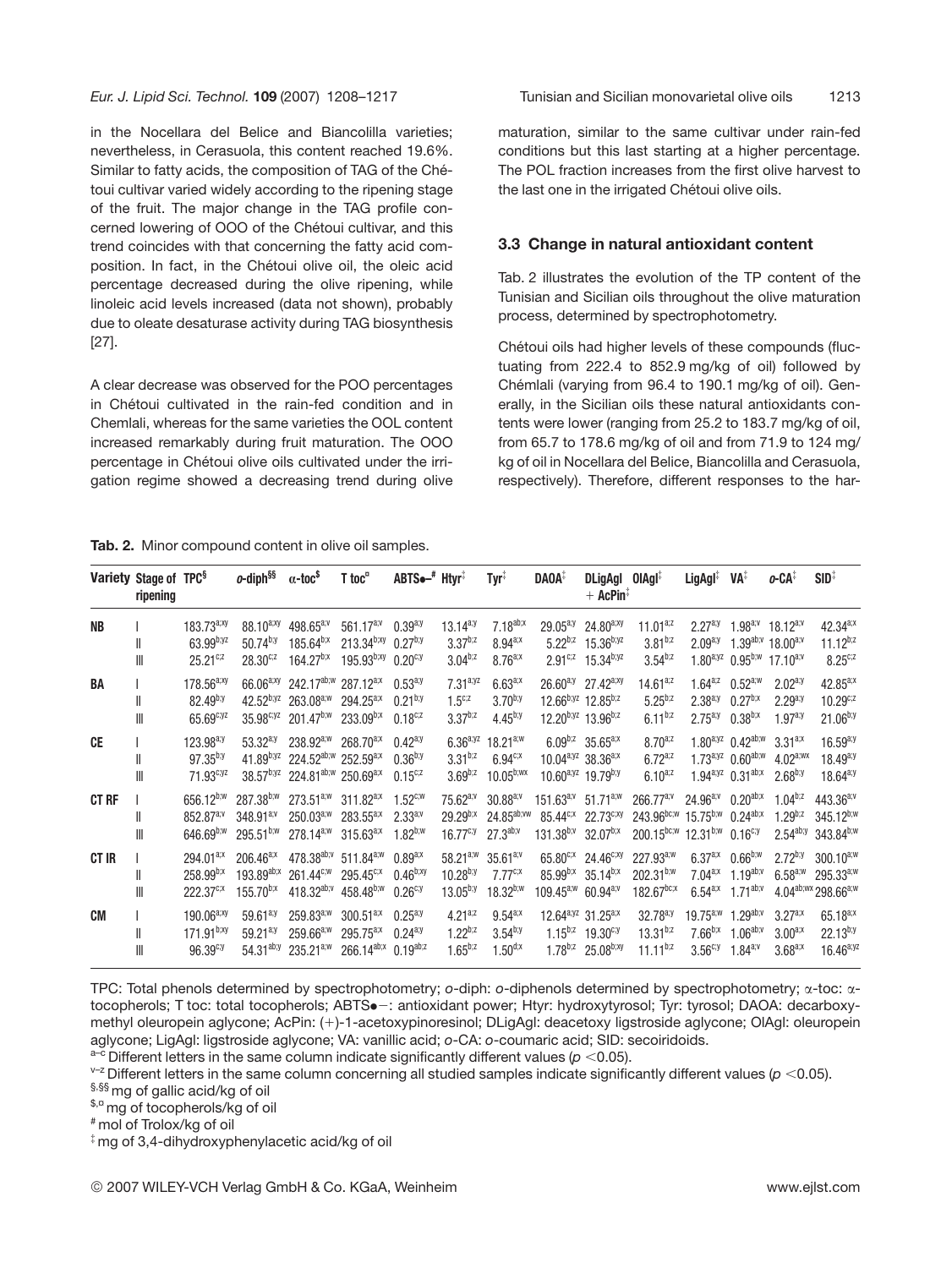in the Nocellara del Belice and Biancolilla varieties; nevertheless, in Cerasuola, this content reached 19.6%. Similar to fatty acids, the composition of TAG of the Chétoui cultivar varied widely according to the ripening stage of the fruit. The major change in the TAG profile concerned lowering of OOO of the Chétoui cultivar, and this trend coincides with that concerning the fatty acid composition. In fact, in the Chétoui olive oil, the oleic acid percentage decreased during the olive ripening, while linoleic acid levels increased (data not shown), probably due to oleate desaturase activity during TAG biosynthesis [27].

A clear decrease was observed for the POO percentages in Chétoui cultivated in the rain-fed condition and in Chemlali, whereas for the same varieties the OOL content increased remarkably during fruit maturation. The OOO percentage in Chétoui olive oils cultivated under the irrigation regime showed a decreasing trend during olive maturation, similar to the same cultivar under rain-fed conditions but this last starting at a higher percentage. The POL fraction increases from the first olive harvest to the last one in the irrigated Chétoui olive oils.

### 3.3 Change in natural antioxidant content

Tab. 2 illustrates the evolution of the TP content of the Tunisian and Sicilian oils throughout the olive maturation process, determined by spectrophotometry.

Chétoui oils had higher levels of these compounds (fluctuating from 222.4 to 852.9 mg/kg of oil) followed by Chémlali (varying from 96.4 to 190.1 mg/kg of oil). Generally, in the Sicilian oils these natural antioxidants contents were lower (ranging from 25.2 to 183.7 mg/kg of oil, from 65.7 to 178.6 mg/kg of oil and from 71.9 to 124 mg/kg of oil in Nocellara del Belice, Biancolilla and Cerasuola, respectively). Therefore, different responses to the har-

**Tab. 2.** Minor compound content in olive oil samples.

| Variety | Stage of ripening | TPC§ | *o*-diph§§ | α-toc$ | T toc¤ | ABTS•−# | Htyr‡ | Tyr‡ | DAOA‡ | DLigAgl + AcPin‡ | OlAgl‡ | LigAgl‡ | VA‡ | *o*-CA‡ | SID‡ |
|---|---|---|---|---|---|---|---|---|---|---|---|---|---|---|---|
| NB | I | 183.73[a;xy] | 88.10[a;xy] | 498.65[a;v] | 561.17[a;v] | 0.39[a;y] | 13.14[a;y] | 7.18[ab;x] | 29.05[a;y] | 24.80[a;xy] | 11.01[a;z] | 2.27[a;y] | 1.98[a;v] | 18.12[a;v] | 42.34[a;x] |
| | II | 63.99[b;yz] | 50.74[b;y] | 185.64[b;x] | 213.34[b;xy] | 0.27[b;y] | 3.37[b;z] | 8.94[a;x] | 5.22[b;z] | 15.36[b;yz] | 3.81[b;z] | 2.09[a;y] | 1.39[ab;v] | 18.00[a;v] | 11.12[b;z] |
| | III | 25.21[c;z] | 28.30[c;z] | 164.27[b;x] | 195.93[b;xy] | 0.20[c;y] | 3.04[b;z] | 8.76[a;x] | 2.91[c;z] | 15.34[b;yz] | 3.54[b;z] | 1.80[a;yz] | 0.95[b;w] | 17.10[a;v] | 8.25[c;z] |
| BA | I | 178.56[a;xy] | 66.06[a;xy] | 242.17[ab;w] | 287.12[a;x] | 0.53[a;y] | 7.31[a;yz] | 6.63[a;x] | 26.60[a;y] | 27.42[a;xy] | 14.61[a;z] | 1.64[a;z] | 0.52[a;w] | 2.02[a;y] | 42.85[a;x] |
| | II | 82.49[b;y] | 42.52[b;yz] | 263.08[a;w] | 294.25[a;x] | 0.21[b;y] | 1.5[c;z] | 3.70[b;y] | 12.66[b;yz] | 12.85[b;z] | 5.25[b;z] | 2.38[a;y] | 0.27[b;x] | 2.29[a;y] | 10.29[c;z] |
| | III | 65.69[c;yz] | 35.98[c;yz] | 201.47[b;w] | 233.09[b;x] | 0.18[c;z] | 3.37[b;z] | 4.45[b;y] | 12.20[b;yz] | 13.96[b;z] | 6.11[b;z] | 2.75[a;y] | 0.38[b;x] | 1.97[a;y] | 21.06[b;y] |
| CE | I | 123.98[a;y] | 53.32[a;y] | 238.92[a;w] | 268.70[a;x] | 0.42[a;y] | 6.36[a;yz] | 18.21[a;w] | 6.09[b;z] | 35.65[a;x] | 8.70[a;z] | 1.80[a;yz] | 0.42[ab;w] | 3.31[a;x] | 16.59[a;y] |
| | II | 97.35[b;y] | 41.89[b;yz] | 224.52[ab;w] | 252.59[a;x] | 0.36[b;y] | 3.31[b;z] | 6.94[c;x] | 10.04[a;yz] | 38.36[a;x] | 6.72[a;z] | 1.73[a;yz] | 0.60[ab;w] | 4.02[a;wx] | 18.49[a;y] |
| | III | 71.93[c;yz] | 38.57[b;yz] | 224.81[ab;w] | 250.69[a;x] | 0.15[c;z] | 3.69[b;z] | 10.05[b;wx] | 10.60[a;yz] | 19.79[b;y] | 6.10[a;z] | 1.94[a;yz] | 0.31[ab;x] | 2.68[b;y] | 18.64[a;y] |
| CT RF | I | 656.12[b;w] | 287.38[b;w] | 273.51[a;w] | 311.82[a;x] | 1.52[c;w] | 75.62[a;v] | 30.88[a;v] | 151.63[a;v] | 51.71[a;w] | 266.77[a;v] | 24.96[a;v] | 0.20[ab;x] | 1.04[b;z] | 443.36[a;v] |
| | II | 852.87[a;v] | 348.91[a;v] | 250.03[a;w] | 283.55[a;x] | 2.33[a;v] | 29.29[b;x] | 24.85[ab;vw] | 85.44[c;x] | 22.73[c;xy] | 243.96[bc;w] | 15.75[b;w] | 0.24[ab;x] | 1.29[b;z] | 345.12[b;w] |
| | III | 646.69[b;w] | 295.51[b;w] | 278.14[a;w] | 315.63[a;x] | 1.82[b;w] | 16.77[c;y] | 27.3[ab;v] | 131.38[b;v] | 32.07[b;x] | 200.15[bc;w] | 12.31[b;w] | 0.16[c;y] | 2.54[ab;y] | 343.84[b;w] |
| CT IR | I | 294.01[a;x] | 206.46[a;x] | 478.38[ab;v] | 511.84[a;w] | 0.89[a;x] | 58.21[a;w] | 35.61[a;v] | 65.80[c;x] | 24.46[c;xy] | 227.93[a;w] | 6.37[a;x] | 0.66[b;w] | 2.72[b;y] | 300.10[a;w] |
| | II | 258.99[b;x] | 193.89[ab;x] | 261.44[c;w] | 295.45[c;x] | 0.46[b;xy] | 10.28[b;y] | 7.77[c;x] | 85.99[b;x] | 35.14[b;x] | 202.31[b;w] | 7.04[a;x] | 1.19[ab;v] | 6.58[a;w] | 295.33[a;w] |
| | III | 222.37[c;x] | 155.70[b;x] | 418.32[ab;v] | 458.48[b;w] | 0.26[c;y] | 13.05[b;y] | 18.32[b;w] | 109.45[a;w] | 60.94[a;v] | 182.67[bc;x] | 6.54[a;x] | 1.71[ab;v] | 4.04[ab;wx] | 298.66[a;w] |
| CM | I | 190.06[a;xy] | 59.61[a;y] | 259.83[a;w] | 300.51[a;x] | 0.25[a;y] | 4.21[a;z] | 9.54[a;x] | 12.64[a;yz] | 31.25[a;x] | 32.78[a;y] | 19.75[a;w] | 1.29[ab;v] | 3.27[a;x] | 65.18[a;x] |
| | II | 171.91[b;xy] | 59.21[a;y] | 259.66[a;w] | 295.75[a;x] | 0.24[a;y] | 1.22[b;z] | 3.54[b;y] | 1.15[b;z] | 19.30[c;y] | 13.31[b;z] | 7.66[b;x] | 1.06[ab;v] | 3.00[a;x] | 22.13[b;y] |
| | III | 96.39[c;y] | 54.31[ab;y] | 235.21[a;w] | 266.14[ab;x] | 0.19[ab;z] | 1.65[b;z] | 1.50[d;x] | 1.78[b;z] | 25.08[b;xy] | 11.11[b;z] | 3.56[c;y] | 1.84[a;v] | 3.68[a;x] | 16.46[a;yz] |

TPC: Total phenols determined by spectrophotometry; *o*-diph: *o*-diphenols determined by spectrophotometry; α-toc: α-tocopherols; T toc: total tocopherols; ABTS•−: antioxidant power; Htyr: hydroxytyrosol; Tyr: tyrosol; DAOA: decarboxymethyl oleuropein aglycone; AcPin: (+)-1-acetoxypinoresinol; DLigAgl: deacetoxy ligstroside aglycone; OlAgl: oleuropein aglycone; LigAgl: ligstroside aglycone; VA: vanillic acid; *o*-CA: *o*-coumaric acid; SID: secoiridoids.

a–c Different letters in the same column indicate significantly different values ($p < 0.05$).

v–z Different letters in the same column concerning all studied samples indicate significantly different values ($p < 0.05$).

§,§§ mg of gallic acid/kg of oil

$,¤ mg of tocopherols/kg of oil

\# mol of Trolox/kg of oil

‡ mg of 3,4-dihydroxyphenylacetic acid/kg of oil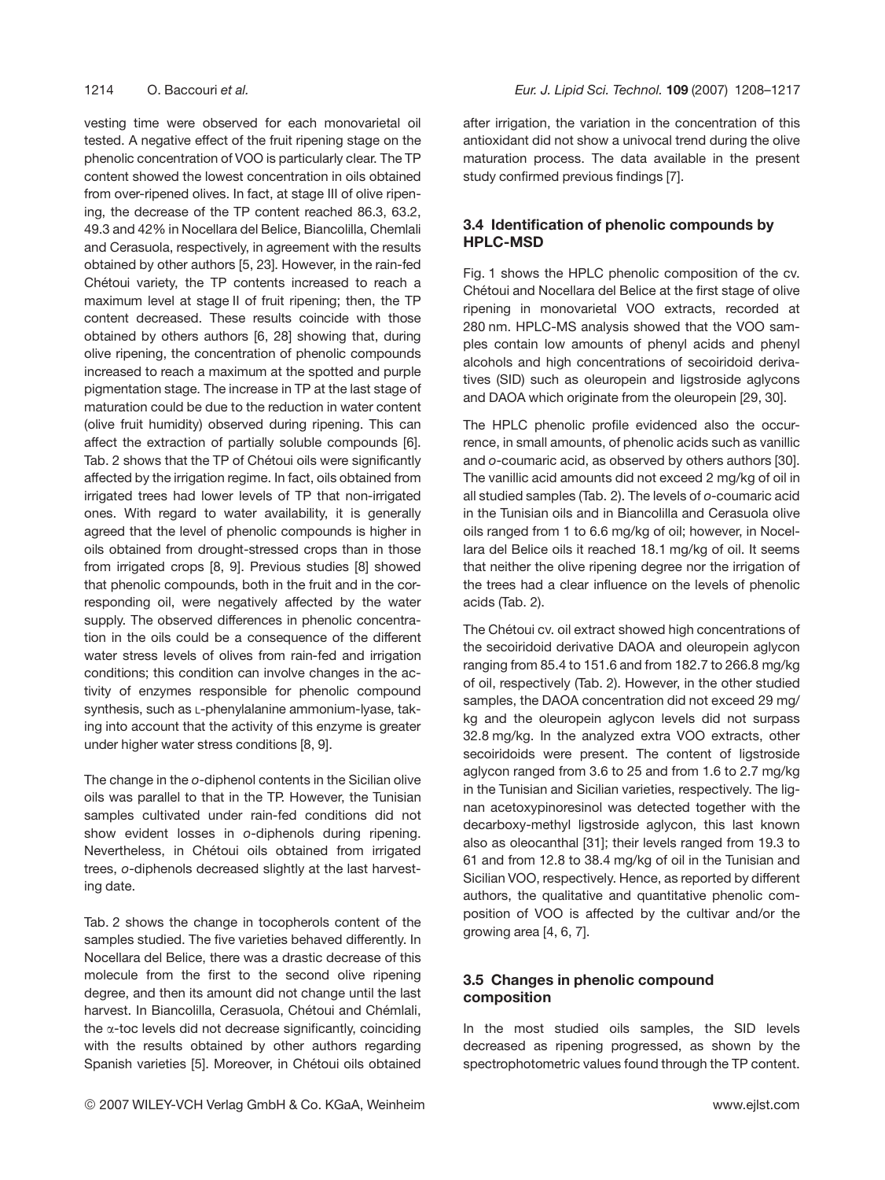vesting time were observed for each monovarietal oil tested. A negative effect of the fruit ripening stage on the phenolic concentration of VOO is particularly clear. The TP content showed the lowest concentration in oils obtained from over-ripened olives. In fact, at stage III of olive ripening, the decrease of the TP content reached 86.3, 63.2, 49.3 and 42% in Nocellara del Belice, Biancolilla, Chemlali and Cerasuola, respectively, in agreement with the results obtained by other authors [5, 23]. However, in the rain-fed Chétoui variety, the TP contents increased to reach a maximum level at stage II of fruit ripening; then, the TP content decreased. These results coincide with those obtained by others authors [6, 28] showing that, during olive ripening, the concentration of phenolic compounds increased to reach a maximum at the spotted and purple pigmentation stage. The increase in TP at the last stage of maturation could be due to the reduction in water content (olive fruit humidity) observed during ripening. This can affect the extraction of partially soluble compounds [6]. Tab. 2 shows that the TP of Chétoui oils were significantly affected by the irrigation regime. In fact, oils obtained from irrigated trees had lower levels of TP that non-irrigated ones. With regard to water availability, it is generally agreed that the level of phenolic compounds is higher in oils obtained from drought-stressed crops than in those from irrigated crops [8, 9]. Previous studies [8] showed that phenolic compounds, both in the fruit and in the corresponding oil, were negatively affected by the water supply. The observed differences in phenolic concentration in the oils could be a consequence of the different water stress levels of olives from rain-fed and irrigation conditions; this condition can involve changes in the activity of enzymes responsible for phenolic compound synthesis, such as L-phenylalanine ammonium-lyase, taking into account that the activity of this enzyme is greater under higher water stress conditions [8, 9].

The change in the *o*-diphenol contents in the Sicilian olive oils was parallel to that in the TP. However, the Tunisian samples cultivated under rain-fed conditions did not show evident losses in *o*-diphenols during ripening. Nevertheless, in Chétoui oils obtained from irrigated trees, *o*-diphenols decreased slightly at the last harvesting date.

Tab. 2 shows the change in tocopherols content of the samples studied. The five varieties behaved differently. In Nocellara del Belice, there was a drastic decrease of this molecule from the first to the second olive ripening degree, and then its amount did not change until the last harvest. In Biancolilla, Cerasuola, Chétoui and Chémlali, the $\alpha$-toc levels did not decrease significantly, coinciding with the results obtained by other authors regarding Spanish varieties [5]. Moreover, in Chétoui oils obtained after irrigation, the variation in the concentration of this antioxidant did not show a univocal trend during the olive maturation process. The data available in the present study confirmed previous findings [7].

### 3.4 Identification of phenolic compounds by HPLC-MSD

Fig. 1 shows the HPLC phenolic composition of the cv. Chétoui and Nocellara del Belice at the first stage of olive ripening in monovarietal VOO extracts, recorded at 280 nm. HPLC-MS analysis showed that the VOO samples contain low amounts of phenyl acids and phenyl alcohols and high concentrations of secoiridoid derivatives (SID) such as oleuropein and ligstroside aglycons and DAOA which originate from the oleuropein [29, 30].

The HPLC phenolic profile evidenced also the occurrence, in small amounts, of phenolic acids such as vanillic and *o*-coumaric acid, as observed by others authors [30]. The vanillic acid amounts did not exceed 2 mg/kg of oil in all studied samples (Tab. 2). The levels of *o*-coumaric acid in the Tunisian oils and in Biancolilla and Cerasuola olive oils ranged from 1 to 6.6 mg/kg of oil; however, in Nocellara del Belice oils it reached 18.1 mg/kg of oil. It seems that neither the olive ripening degree nor the irrigation of the trees had a clear influence on the levels of phenolic acids (Tab. 2).

The Chétoui cv. oil extract showed high concentrations of the secoiridoid derivative DAOA and oleuropein aglycon ranging from 85.4 to 151.6 and from 182.7 to 266.8 mg/kg of oil, respectively (Tab. 2). However, in the other studied samples, the DAOA concentration did not exceed 29 mg/kg and the oleuropein aglycon levels did not surpass 32.8 mg/kg. In the analyzed extra VOO extracts, other secoiridoids were present. The content of ligstroside aglycon ranged from 3.6 to 25 and from 1.6 to 2.7 mg/kg in the Tunisian and Sicilian varieties, respectively. The lignan acetoxypinoresinol was detected together with the decarboxy-methyl ligstroside aglycon, this last known also as oleocanthal [31]; their levels ranged from 19.3 to 61 and from 12.8 to 38.4 mg/kg of oil in the Tunisian and Sicilian VOO, respectively. Hence, as reported by different authors, the qualitative and quantitative phenolic composition of VOO is affected by the cultivar and/or the growing area [4, 6, 7].

### 3.5 Changes in phenolic compound composition

In the most studied oils samples, the SID levels decreased as ripening progressed, as shown by the spectrophotometric values found through the TP content.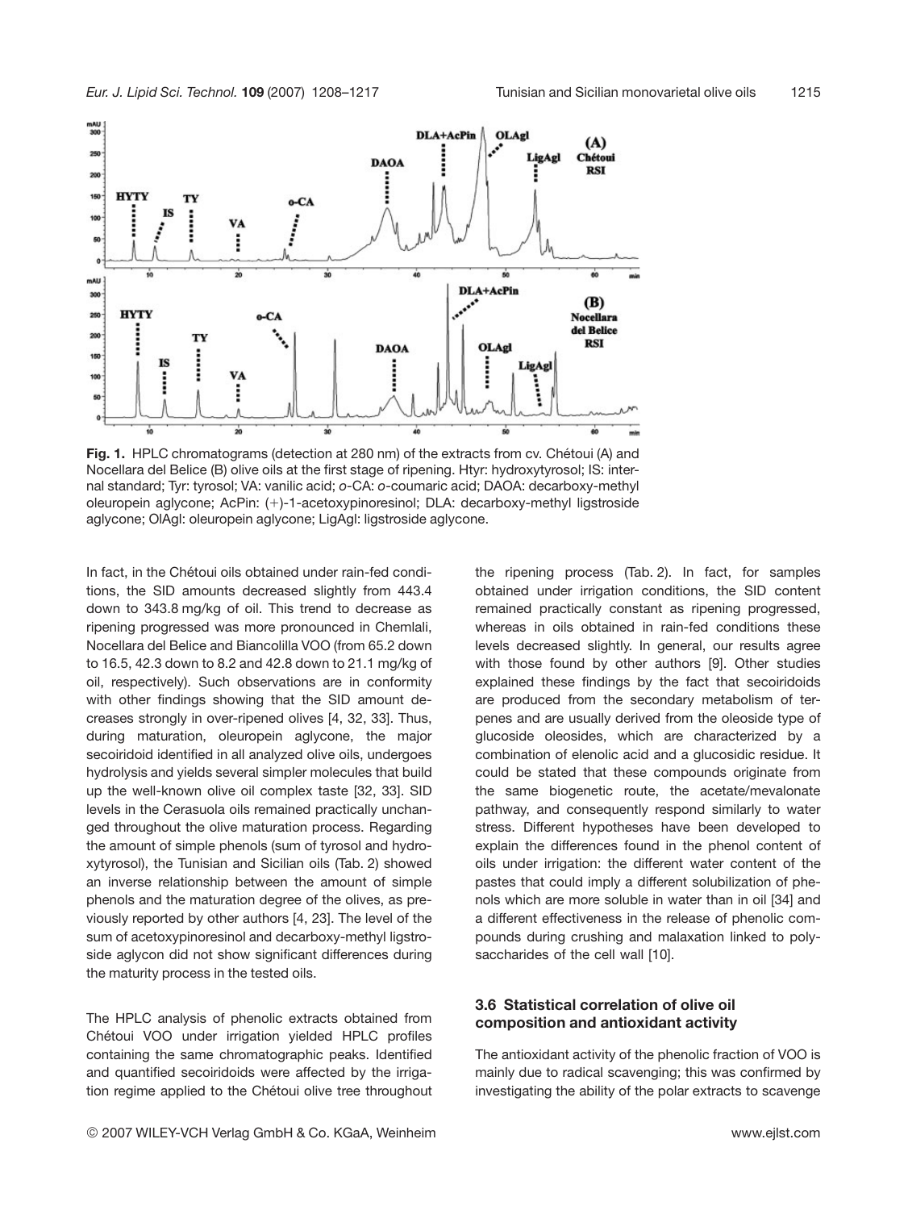mAU
300
250
200
150
100
50
0

HYTY
IS
TY
VA
o-CA
DAOA
DLA+AcPin
OLAgl
LigAgl
(A)
Chétoui
RSI

10
20
30
40
50
60
min

mAU
300
250
200
150
100
50
0

HYTY
IS
TY
VA
o-CA
DAOA
DLA+AcPin
OLAgl
LigAgl
(B)
Nocellara
del Belice
RSI

10
20
30
40
50
60
min

**Fig. 1.** HPLC chromatograms (detection at 280 nm) of the extracts from cv. Chétoui (A) and Nocellara del Belice (B) olive oils at the first stage of ripening. Htyr: hydroxytyrosol; IS: internal standard; Tyr: tyrosol; VA: vanilic acid; *o*-CA: *o*-coumaric acid; DAOA: decarboxy-methyl oleuropein aglycone; AcPin: (+)-1-acetoxypinoresinol; DLA: decarboxy-methyl ligstroside aglycone; OlAgl: oleuropein aglycone; LigAgl: ligstroside aglycone.

In fact, in the Chétoui oils obtained under rain-fed conditions, the SID amounts decreased slightly from 443.4 down to 343.8 mg/kg of oil. This trend to decrease as ripening progressed was more pronounced in Chemlali, Nocellara del Belice and Biancolilla VOO (from 65.2 down to 16.5, 42.3 down to 8.2 and 42.8 down to 21.1 mg/kg of oil, respectively). Such observations are in conformity with other findings showing that the SID amount decreases strongly in over-ripened olives [4, 32, 33]. Thus, during maturation, oleuropein aglycone, the major secoiridoid identified in all analyzed olive oils, undergoes hydrolysis and yields several simpler molecules that build up the well-known olive oil complex taste [32, 33]. SID levels in the Cerasuola oils remained practically unchanged throughout the olive maturation process. Regarding the amount of simple phenols (sum of tyrosol and hydroxytyrosol), the Tunisian and Sicilian oils (Tab. 2) showed an inverse relationship between the amount of simple phenols and the maturation degree of the olives, as previously reported by other authors [4, 23]. The level of the sum of acetoxypinoresinol and decarboxy-methyl ligstroside aglycon did not show significant differences during the maturity process in the tested oils.

The HPLC analysis of phenolic extracts obtained from Chétoui VOO under irrigation yielded HPLC profiles containing the same chromatographic peaks. Identified and quantified secoiridoids were affected by the irrigation regime applied to the Chétoui olive tree throughout the ripening process (Tab. 2). In fact, for samples obtained under irrigation conditions, the SID content remained practically constant as ripening progressed, whereas in oils obtained in rain-fed conditions these levels decreased slightly. In general, our results agree with those found by other authors [9]. Other studies explained these findings by the fact that secoiridoids are produced from the secondary metabolism of terpenes and are usually derived from the oleoside type of glucoside oleosides, which are characterized by a combination of elenolic acid and a glucosidic residue. It could be stated that these compounds originate from the same biogenetic route, the acetate/mevalonate pathway, and consequently respond similarly to water stress. Different hypotheses have been developed to explain the differences found in the phenol content of oils under irrigation: the different water content of the pastes that could imply a different solubilization of phenols which are more soluble in water than in oil [34] and a different effectiveness in the release of phenolic compounds during crushing and malaxation linked to polysaccharides of the cell wall [10].

### 3.6 Statistical correlation of olive oil composition and antioxidant activity

The antioxidant activity of the phenolic fraction of VOO is mainly due to radical scavenging; this was confirmed by investigating the ability of the polar extracts to scavenge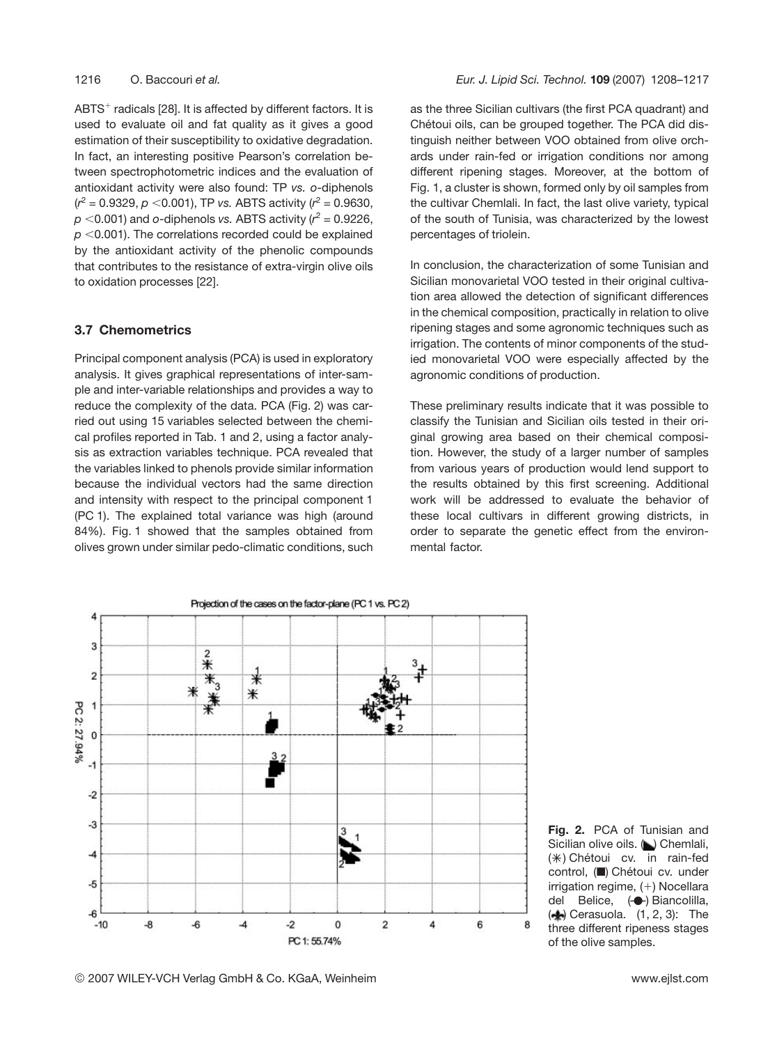$ABTS^+$ radicals [28]. It is affected by different factors. It is used to evaluate oil and fat quality as it gives a good estimation of their susceptibility to oxidative degradation. In fact, an interesting positive Pearson's correlation between spectrophotometric indices and the evaluation of antioxidant activity were also found: TP *vs.* *o*-diphenols ($r^2 = 0.9329$, $p < 0.001$), TP *vs.* ABTS activity ($r^2 = 0.9630$, $p < 0.001$) and *o*-diphenols *vs.* ABTS activity ($r^2 = 0.9226$, $p < 0.001$). The correlations recorded could be explained by the antioxidant activity of the phenolic compounds that contributes to the resistance of extra-virgin olive oils to oxidation processes [22].

### 3.7 Chemometrics

Principal component analysis (PCA) is used in exploratory analysis. It gives graphical representations of inter-sample and inter-variable relationships and provides a way to reduce the complexity of the data. PCA (Fig. 2) was carried out using 15 variables selected between the chemical profiles reported in Tab. 1 and 2, using a factor analysis as extraction variables technique. PCA revealed that the variables linked to phenols provide similar information because the individual vectors had the same direction and intensity with respect to the principal component 1 (PC 1). The explained total variance was high (around 84%). Fig. 1 showed that the samples obtained from olives grown under similar pedo-climatic conditions, such as the three Sicilian cultivars (the first PCA quadrant) and Chétoui oils, can be grouped together. The PCA did distinguish neither between VOO obtained from olive orchards under rain-fed or irrigation conditions nor among different ripening stages. Moreover, at the bottom of Fig. 1, a cluster is shown, formed only by oil samples from the cultivar Chemlali. In fact, the last olive variety, typical of the south of Tunisia, was characterized by the lowest percentages of triolein.

In conclusion, the characterization of some Tunisian and Sicilian monovarietal VOO tested in their original cultivation area allowed the detection of significant differences in the chemical composition, practically in relation to olive ripening stages and some agronomic techniques such as irrigation. The contents of minor components of the studied monovarietal VOO were especially affected by the agronomic conditions of production.

These preliminary results indicate that it was possible to classify the Tunisian and Sicilian oils tested in their original growing area based on their chemical composition. However, the study of a larger number of samples from various years of production would lend support to the results obtained by this first screening. Additional work will be addressed to evaluate the behavior of these local cultivars in different growing districts, in order to separate the genetic effect from the environmental factor.

Projection of the cases on the factor-plane (PC 1 vs. PC 2)

PC 2: 27.94%

PC 1: 55.74%

**Fig. 2.** PCA of Tunisian and Sicilian olive oils. (◣) Chemlali, (✳) Chétoui cv. in rain-fed control, (■) Chétoui cv. under irrigation regime, (+) Nocellara del Belice, (-●-) Biancolilla, (♣) Cerasuola. (1, 2, 3): The three different ripeness stages of the olive samples.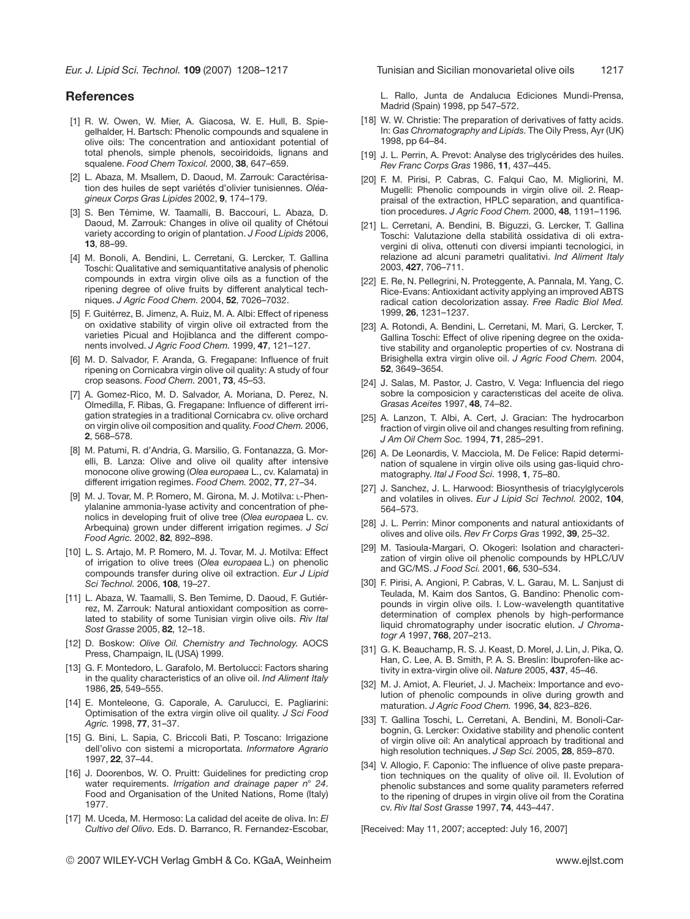## References

[1] R. W. Owen, W. Mier, A. Giacosa, W. E. Hull, B. Spiegelhalder, H. Bartsch: Phenolic compounds and squalene in olive oils: The concentration and antioxidant potential of total phenols, simple phenols, secoiridoids, lignans and squalene. *Food Chem Toxicol.* 2000, **38**, 647–659.

[2] L. Abaza, M. Msallem, D. Daoud, M. Zarrouk: Caractérisation des huiles de sept variétés d'olivier tunisiennes. *Oléagineux Corps Gras Lipides* 2002, **9**, 174–179.

[3] S. Ben Témime, W. Taamalli, B. Baccouri, L. Abaza, D. Daoud, M. Zarrouk: Changes in olive oil quality of Chétoui variety according to origin of plantation. *J Food Lipids* 2006, **13**, 88–99.

[4] M. Bonoli, A. Bendini, L. Cerretani, G. Lercker, T. Gallina Toschi: Qualitative and semiquantitative analysis of phenolic compounds in extra virgin olive oils as a function of the ripening degree of olive fruits by different analytical techniques. *J Agric Food Chem.* 2004, **52**, 7026–7032.

[5] F. Guitérrez, B. Jimenz, A. Ruiz, M. A. Albi: Effect of ripeness on oxidative stability of virgin olive oil extracted from the varieties Picual and Hojiblanca and the different components involved. *J Agric Food Chem.* 1999, **47**, 121–127.

[6] M. D. Salvador, F. Aranda, G. Fregapane: Influence of fruit ripening on Cornicabra virgin olive oil quality: A study of four crop seasons. *Food Chem.* 2001, **73**, 45–53.

[7] A. Gomez-Rico, M. D. Salvador, A. Moriana, D. Perez, N. Olmedilla, F. Ribas, G. Fregapane: Influence of different irrigation strategies in a traditional Cornicabra cv. olive orchard on virgin olive oil composition and quality. *Food Chem.* 2006, **2**, 568–578.

[8] M. Patumi, R. d'Andria, G. Marsilio, G. Fontanazza, G. Morelli, B. Lanza: Olive and olive oil quality after intensive monocone olive growing (*Olea europaea* L., cv. Kalamata) in different irrigation regimes. *Food Chem.* 2002, **77**, 27–34.

[9] M. J. Tovar, M. P. Romero, M. Girona, M. J. Motilva: L-Phenylalanine ammonia-lyase activity and concentration of phenolics in developing fruit of olive tree (*Olea europaea* L. cv. Arbequina) grown under different irrigation regimes. *J Sci Food Agric.* 2002, **82**, 892–898.

[10] L. S. Artajo, M. P. Romero, M. J. Tovar, M. J. Motilva: Effect of irrigation to olive trees (*Olea europaea* L.) on phenolic compounds transfer during olive oil extraction. *Eur J Lipid Sci Technol.* 2006, **108**, 19–27.

[11] L. Abaza, W. Taamalli, S. Ben Temime, D. Daoud, F. Gutiérrez, M. Zarrouk: Natural antioxidant composition as correlated to stability of some Tunisian virgin olive oils. *Riv Ital Sost Grasse* 2005, **82**, 12–18.

[12] D. Boskow: *Olive Oil. Chemistry and Technology.* AOCS Press, Champaign, IL (USA) 1999.

[13] G. F. Montedoro, L. Garafolo, M. Bertolucci: Factors sharing in the quality characteristics of an olive oil. *Ind Aliment Italy* 1986, **25**, 549–555.

[14] E. Monteleone, G. Caporale, A. Carulucci, E. Pagliarini: Optimisation of the extra virgin olive oil quality. *J Sci Food Agric.* 1998, **77**, 31–37.

[15] G. Bini, L. Sapia, C. Briccoli Bati, P. Toscano: Irrigazione dell'olivo con sistemi a microportata. *Informatore Agrario* 1997, **22**, 37–44.

[16] J. Doorenbos, W. O. Pruitt: Guidelines for predicting crop water requirements. *Irrigation and drainage paper n° 24*. Food and Organisation of the United Nations, Rome (Italy) 1977.

[17] M. Uceda, M. Hermoso: La calidad del aceite de oliva. In: *El Cultivo del Olivo*. Eds. D. Barranco, R. Fernandez-Escobar, L. Rallo, Junta de Andalucıa Ediciones Mundi-Prensa, Madrid (Spain) 1998, pp 547–572.

[18] W. W. Christie: The preparation of derivatives of fatty acids. In: *Gas Chromatography and Lipids*. The Oily Press, Ayr (UK) 1998, pp 64–84.

[19] J. L. Perrin, A. Prevot: Analyse des triglycérides des huiles. *Rev Franc Corps Gras* 1986, **11**, 437–445.

[20] F. M. Pirisi, P. Cabras, C. Falqui Cao, M. Migliorini, M. Mugelli: Phenolic compounds in virgin olive oil. 2. Reappraisal of the extraction, HPLC separation, and quantification procedures. *J Agric Food Chem.* 2000, **48**, 1191–1196.

[21] L. Cerretani, A. Bendini, B. Biguzzi, G. Lercker, T. Gallina Toschi: Valutazione della stabilità ossidativa di oli extravergini di oliva, ottenuti con diversi impianti tecnologici, in relazione ad alcuni parametri qualitativi. *Ind Aliment Italy* 2003, **427**, 706–711.

[22] E. Re, N. Pellegrini, N. Proteggente, A. Pannala, M. Yang, C. Rice-Evans: Antioxidant activity applying an improved ABTS radical cation decolorization assay. *Free Radic Biol Med.* 1999, **26**, 1231–1237.

[23] A. Rotondi, A. Bendini, L. Cerretani, M. Mari, G. Lercker, T. Gallina Toschi: Effect of olive ripening degree on the oxidative stability and organoleptic properties of cv. Nostrana di Brisighella extra virgin olive oil. *J Agric Food Chem.* 2004, **52**, 3649–3654.

[24] J. Salas, M. Pastor, J. Castro, V. Vega: Influencia del riego sobre la composicion y caracterısticas del aceite de oliva. *Grasas Aceites* 1997, **48**, 74–82.

[25] A. Lanzon, T. Albi, A. Cert, J. Gracian: The hydrocarbon fraction of virgin olive oil and changes resulting from refining. *J Am Oil Chem Soc.* 1994, **71**, 285–291.

[26] A. De Leonardis, V. Macciola, M. De Felice: Rapid determination of squalene in virgin olive oils using gas-liquid chromatography. *Ital J Food Sci.* 1998, **1**, 75–80.

[27] J. Sanchez, J. L. Harwood: Biosynthesis of triacylglycerols and volatiles in olives. *Eur J Lipid Sci Technol.* 2002, **104**, 564–573.

[28] J. L. Perrin: Minor components and natural antioxidants of olives and olive oils. *Rev Fr Corps Gras* 1992, **39**, 25–32.

[29] M. Tasioula-Margari, O. Okogeri: Isolation and characterization of virgin olive oil phenolic compounds by HPLC/UV and GC/MS. *J Food Sci.* 2001, **66**, 530–534.

[30] F. Pirisi, A. Angioni, P. Cabras, V. L. Garau, M. L. Sanjust di Teulada, M. Kaim dos Santos, G. Bandino: Phenolic compounds in virgin olive oils. I. Low-wavelength quantitative determination of complex phenols by high-performance liquid chromatography under isocratic elution. *J Chromatogr A* 1997, **768**, 207–213.

[31] G. K. Beauchamp, R. S. J. Keast, D. Morel, J. Lin, J. Pika, Q. Han, C. Lee, A. B. Smith, P. A. S. Breslin: Ibuprofen-like activity in extra-virgin olive oil. *Nature* 2005, **437**, 45–46.

[32] M. J. Amiot, A. Fleuriet, J. J. Macheix: Importance and evolution of phenolic compounds in olive during growth and maturation. *J Agric Food Chem.* 1996, **34**, 823–826.

[33] T. Gallina Toschi, L. Cerretani, A. Bendini, M. Bonoli-Carbognin, G. Lercker: Oxidative stability and phenolic content of virgin olive oil: An analytical approach by traditional and high resolution techniques. *J Sep Sci.* 2005, **28**, 859–870.

[34] V. Allogio, F. Caponio: The influence of olive paste preparation techniques on the quality of olive oil. II. Evolution of phenolic substances and some quality parameters referred to the ripening of drupes in virgin olive oil from the Coratina cv. *Riv Ital Sost Grasse* 1997, **74**, 443–447.

[Received: May 11, 2007; accepted: July 16, 2007]